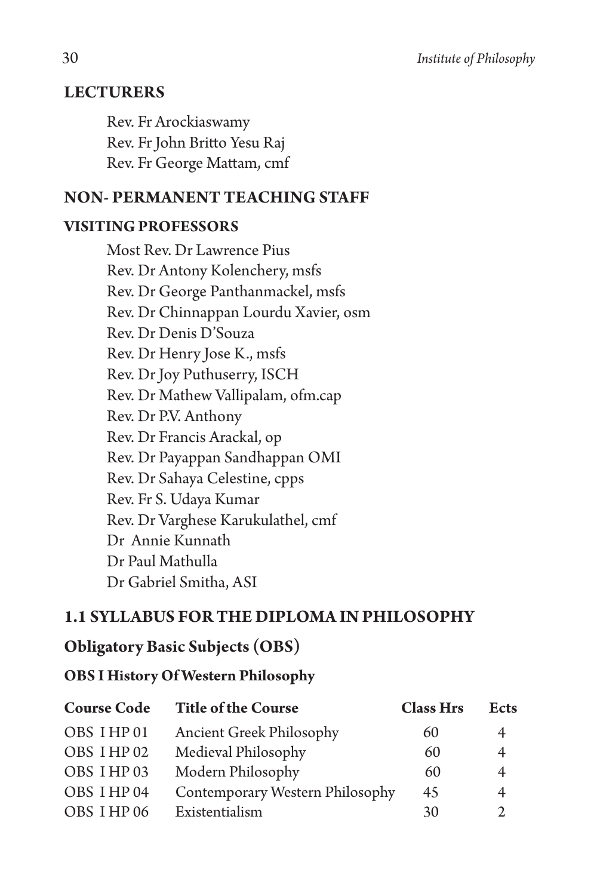## LECTURERS

Rev. Fr Arockiaswamy
Rev. Fr John Britto Yesu Raj
Rev. Fr George Mattam, cmf

## NON- PERMANENT TEACHING STAFF

### VISITING PROFESSORS

Most Rev. Dr Lawrence Pius
Rev. Dr Antony Kolenchery, msfs
Rev. Dr George Panthanmackel, msfs
Rev. Dr Chinnappan Lourdu Xavier, osm
Rev. Dr Denis D'Souza
Rev. Dr Henry Jose K., msfs
Rev. Dr Joy Puthuserry, ISCH
Rev. Dr Mathew Vallipalam, ofm.cap
Rev. Dr P.V. Anthony
Rev. Dr Francis Arackal, op
Rev. Dr Payappan Sandhappan OMI
Rev. Dr Sahaya Celestine, cpps
Rev. Fr S. Udaya Kumar
Rev. Dr Varghese Karukulathel, cmf
Dr Annie Kunnath
Dr Paul Mathulla
Dr Gabriel Smitha, ASI

## 1.1 SYLLABUS FOR THE DIPLOMA IN PHILOSOPHY

### Obligatory Basic Subjects (OBS)

#### OBS I History Of Western Philosophy

| Course Code | Title of the Course | Class Hrs | Ects |
|---|---|---|---|
| OBS I HP 01 | Ancient Greek Philosophy | 60 | 4 |
| OBS I HP 02 | Medieval Philosophy | 60 | 4 |
| OBS I HP 03 | Modern Philosophy | 60 | 4 |
| OBS I HP 04 | Contemporary Western Philosophy | 45 | 4 |
| OBS I HP 06 | Existentialism | 30 | 2 |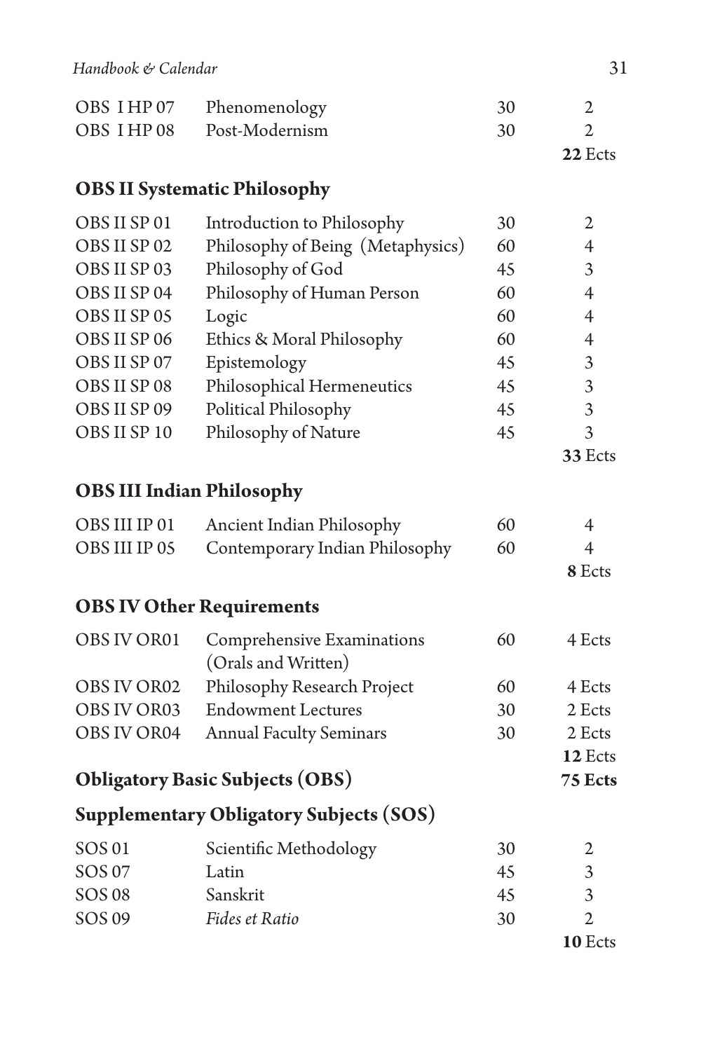| | | | |
|---|---|---|---|
| OBS I HP 07 | Phenomenology | 30 | 2 |
| OBS I HP 08 | Post-Modernism | 30 | 2 |
| | | | **22** Ects |

### OBS II Systematic Philosophy

| | | | |
|---|---|---|---|
| OBS II SP 01 | Introduction to Philosophy | 30 | 2 |
| OBS II SP 02 | Philosophy of Being (Metaphysics) | 60 | 4 |
| OBS II SP 03 | Philosophy of God | 45 | 3 |
| OBS II SP 04 | Philosophy of Human Person | 60 | 4 |
| OBS II SP 05 | Logic | 60 | 4 |
| OBS II SP 06 | Ethics & Moral Philosophy | 60 | 4 |
| OBS II SP 07 | Epistemology | 45 | 3 |
| OBS II SP 08 | Philosophical Hermeneutics | 45 | 3 |
| OBS II SP 09 | Political Philosophy | 45 | 3 |
| OBS II SP 10 | Philosophy of Nature | 45 | 3 |
| | | | **33** Ects |

### OBS III Indian Philosophy

| | | | |
|---|---|---|---|
| OBS III IP 01 | Ancient Indian Philosophy | 60 | 4 |
| OBS III IP 05 | Contemporary Indian Philosophy | 60 | 4 |
| | | | **8** Ects |

### OBS IV Other Requirements

| | | | |
|---|---|---|---|
| OBS IV OR01 | Comprehensive Examinations (Orals and Written) | 60 | 4 Ects |
| OBS IV OR02 | Philosophy Research Project | 60 | 4 Ects |
| OBS IV OR03 | Endowment Lectures | 30 | 2 Ects |
| OBS IV OR04 | Annual Faculty Seminars | 30 | 2 Ects |
| | | | **12** Ects |

### Obligatory Basic Subjects (OBS) — **75 Ects**

### Supplementary Obligatory Subjects (SOS)

| | | | |
|---|---|---|---|
| SOS 01 | Scientific Methodology | 30 | 2 |
| SOS 07 | Latin | 45 | 3 |
| SOS 08 | Sanskrit | 45 | 3 |
| SOS 09 | *Fides et Ratio* | 30 | 2 |
| | | | **10** Ects |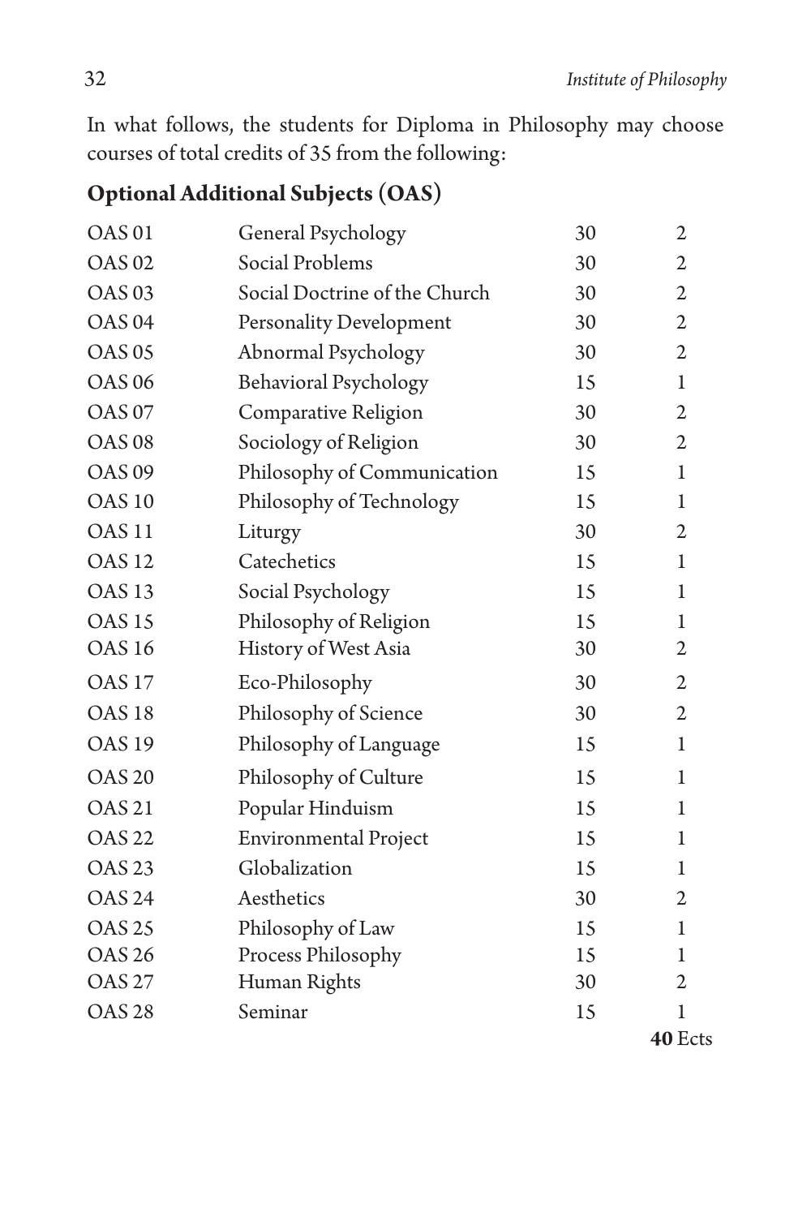In what follows, the students for Diploma in Philosophy may choose courses of total credits of 35 from the following:

## Optional Additional Subjects (OAS)

| | | | |
|---|---|---|---|
| OAS 01 | General Psychology | 30 | 2 |
| OAS 02 | Social Problems | 30 | 2 |
| OAS 03 | Social Doctrine of the Church | 30 | 2 |
| OAS 04 | Personality Development | 30 | 2 |
| OAS 05 | Abnormal Psychology | 30 | 2 |
| OAS 06 | Behavioral Psychology | 15 | 1 |
| OAS 07 | Comparative Religion | 30 | 2 |
| OAS 08 | Sociology of Religion | 30 | 2 |
| OAS 09 | Philosophy of Communication | 15 | 1 |
| OAS 10 | Philosophy of Technology | 15 | 1 |
| OAS 11 | Liturgy | 30 | 2 |
| OAS 12 | Catechetics | 15 | 1 |
| OAS 13 | Social Psychology | 15 | 1 |
| OAS 15 | Philosophy of Religion | 15 | 1 |
| OAS 16 | History of West Asia | 30 | 2 |
| OAS 17 | Eco-Philosophy | 30 | 2 |
| OAS 18 | Philosophy of Science | 30 | 2 |
| OAS 19 | Philosophy of Language | 15 | 1 |
| OAS 20 | Philosophy of Culture | 15 | 1 |
| OAS 21 | Popular Hinduism | 15 | 1 |
| OAS 22 | Environmental Project | 15 | 1 |
| OAS 23 | Globalization | 15 | 1 |
| OAS 24 | Aesthetics | 30 | 2 |
| OAS 25 | Philosophy of Law | 15 | 1 |
| OAS 26 | Process Philosophy | 15 | 1 |
| OAS 27 | Human Rights | 30 | 2 |
| OAS 28 | Seminar | 15 | 1 |
| | | | **40** Ects |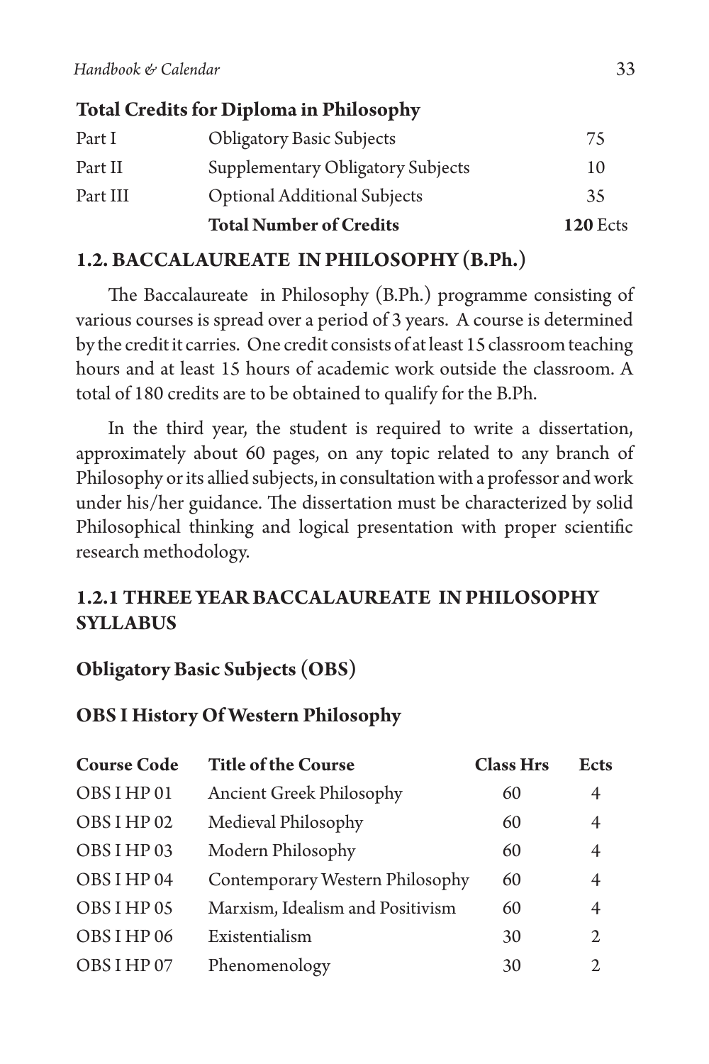**Total Credits for Diploma in Philosophy**

| | | |
|---|---|---|
| Part I | Obligatory Basic Subjects | 75 |
| Part II | Supplementary Obligatory Subjects | 10 |
| Part III | Optional Additional Subjects | 35 |
| | **Total Number of Credits** | **120** Ects |

## 1.2. BACCALAUREATE IN PHILOSOPHY (B.Ph.)

The Baccalaureate in Philosophy (B.Ph.) programme consisting of various courses is spread over a period of 3 years. A course is determined by the credit it carries. One credit consists of at least 15 classroom teaching hours and at least 15 hours of academic work outside the classroom. A total of 180 credits are to be obtained to qualify for the B.Ph.

In the third year, the student is required to write a dissertation, approximately about 60 pages, on any topic related to any branch of Philosophy or its allied subjects, in consultation with a professor and work under his/her guidance. The dissertation must be characterized by solid Philosophical thinking and logical presentation with proper scientific research methodology.

### 1.2.1 THREE YEAR BACCALAUREATE IN PHILOSOPHY SYLLABUS

**Obligatory Basic Subjects (OBS)**

**OBS I History Of Western Philosophy**

| Course Code | Title of the Course | Class Hrs | Ects |
|---|---|---|---|
| OBS I HP 01 | Ancient Greek Philosophy | 60 | 4 |
| OBS I HP 02 | Medieval Philosophy | 60 | 4 |
| OBS I HP 03 | Modern Philosophy | 60 | 4 |
| OBS I HP 04 | Contemporary Western Philosophy | 60 | 4 |
| OBS I HP 05 | Marxism, Idealism and Positivism | 60 | 4 |
| OBS I HP 06 | Existentialism | 30 | 2 |
| OBS I HP 07 | Phenomenology | 30 | 2 |